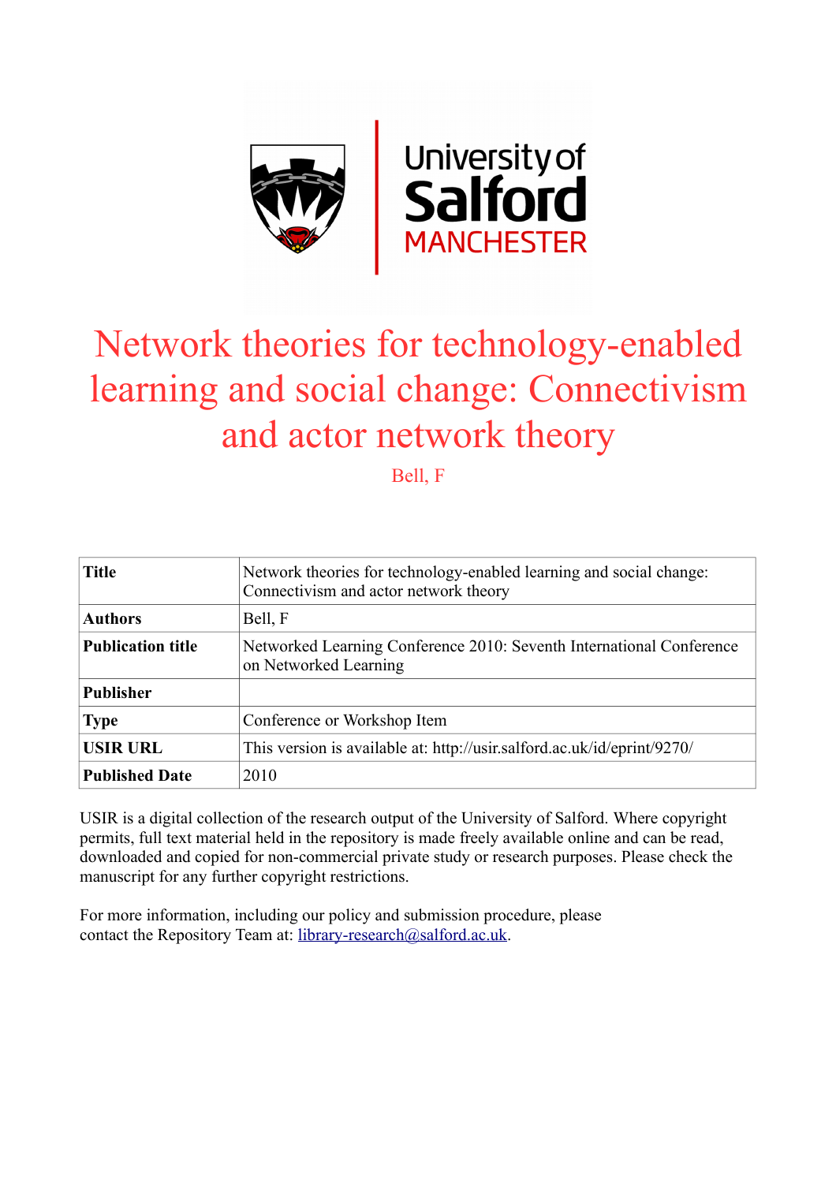# Network theories for technology-enabled learning and social change: Connectivism and actor network theory

Bell, F

| Title | Network theories for technology-enabled learning and social change: Connectivism and actor network theory |
|---|---|
| Authors | Bell, F |
| Publication title | Networked Learning Conference 2010: Seventh International Conference on Networked Learning |
| Publisher | |
| Type | Conference or Workshop Item |
| USIR URL | This version is available at: http://usir.salford.ac.uk/id/eprint/9270/ |
| Published Date | 2010 |

USIR is a digital collection of the research output of the University of Salford. Where copyright permits, full text material held in the repository is made freely available online and can be read, downloaded and copied for non-commercial private study or research purposes. Please check the manuscript for any further copyright restrictions.

For more information, including our policy and submission procedure, please contact the Repository Team at: library-research@salford.ac.uk.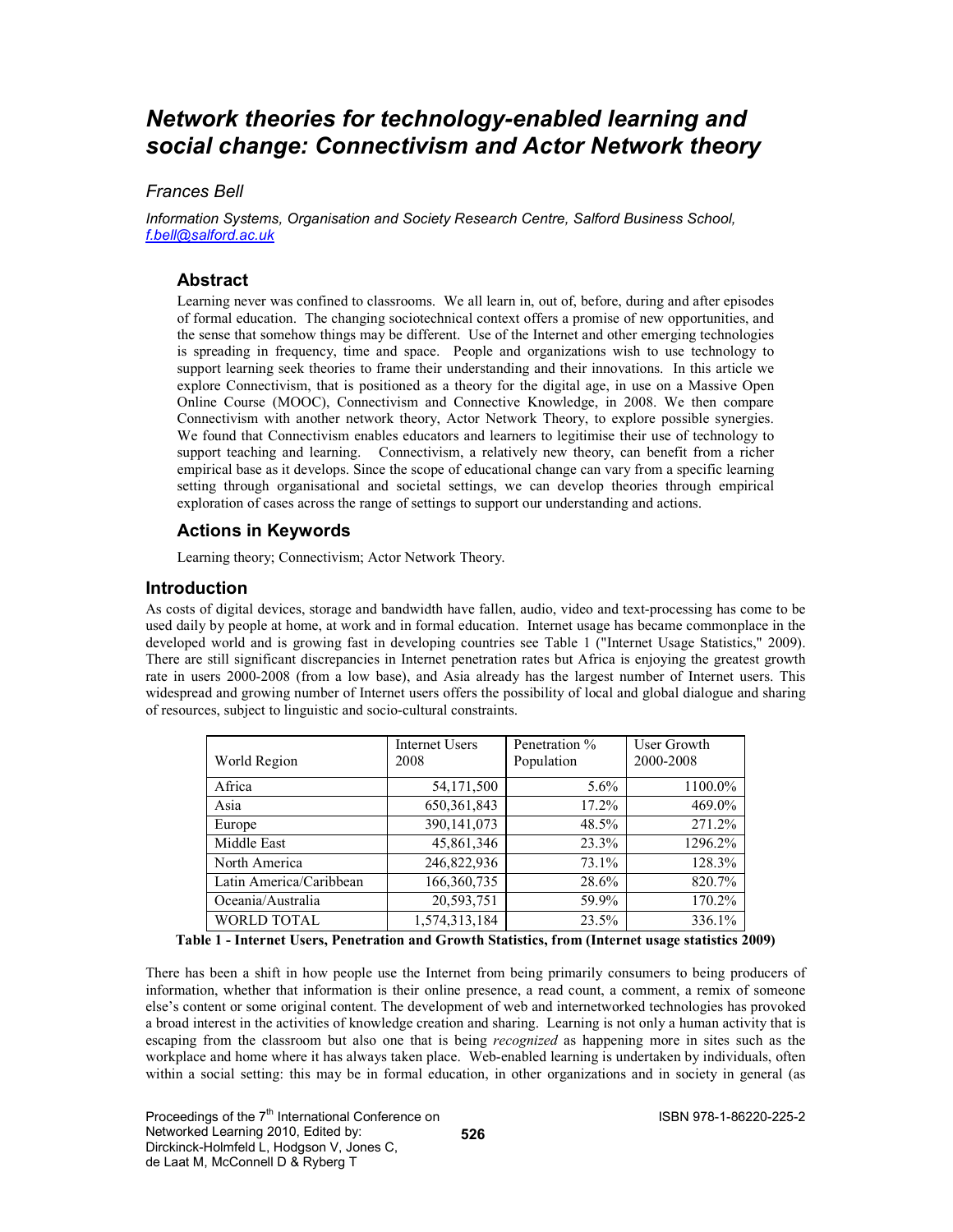# Network theories for technology-enabled learning and social change: Connectivism and Actor Network theory

*Frances Bell*

*Information Systems, Organisation and Society Research Centre, Salford Business School, f.bell@salford.ac.uk*

## Abstract

Learning never was confined to classrooms. We all learn in, out of, before, during and after episodes of formal education. The changing sociotechnical context offers a promise of new opportunities, and the sense that somehow things may be different. Use of the Internet and other emerging technologies is spreading in frequency, time and space. People and organizations wish to use technology to support learning seek theories to frame their understanding and their innovations. In this article we explore Connectivism, that is positioned as a theory for the digital age, in use on a Massive Open Online Course (MOOC), Connectivism and Connective Knowledge, in 2008. We then compare Connectivism with another network theory, Actor Network Theory, to explore possible synergies. We found that Connectivism enables educators and learners to legitimise their use of technology to support teaching and learning. Connectivism, a relatively new theory, can benefit from a richer empirical base as it develops. Since the scope of educational change can vary from a specific learning setting through organisational and societal settings, we can develop theories through empirical exploration of cases across the range of settings to support our understanding and actions.

## Actions in Keywords

Learning theory; Connectivism; Actor Network Theory.

## Introduction

As costs of digital devices, storage and bandwidth have fallen, audio, video and text-processing has come to be used daily by people at home, at work and in formal education. Internet usage has became commonplace in the developed world and is growing fast in developing countries see Table 1 ("Internet Usage Statistics," 2009). There are still significant discrepancies in Internet penetration rates but Africa is enjoying the greatest growth rate in users 2000-2008 (from a low base), and Asia already has the largest number of Internet users. This widespread and growing number of Internet users offers the possibility of local and global dialogue and sharing of resources, subject to linguistic and socio-cultural constraints.

| World Region | Internet Users 2008 | Penetration % Population | User Growth 2000-2008 |
|---|---|---|---|
| Africa | 54,171,500 | 5.6% | 1100.0% |
| Asia | 650,361,843 | 17.2% | 469.0% |
| Europe | 390,141,073 | 48.5% | 271.2% |
| Middle East | 45,861,346 | 23.3% | 1296.2% |
| North America | 246,822,936 | 73.1% | 128.3% |
| Latin America/Caribbean | 166,360,735 | 28.6% | 820.7% |
| Oceania/Australia | 20,593,751 | 59.9% | 170.2% |
| WORLD TOTAL | 1,574,313,184 | 23.5% | 336.1% |

**Table 1 - Internet Users, Penetration and Growth Statistics, from (Internet usage statistics 2009)**

There has been a shift in how people use the Internet from being primarily consumers to being producers of information, whether that information is their online presence, a read count, a comment, a remix of someone else's content or some original content. The development of web and internetworked technologies has provoked a broad interest in the activities of knowledge creation and sharing. Learning is not only a human activity that is escaping from the classroom but also one that is being *recognized* as happening more in sites such as the workplace and home where it has always taken place. Web-enabled learning is undertaken by individuals, often within a social setting: this may be in formal education, in other organizations and in society in general (as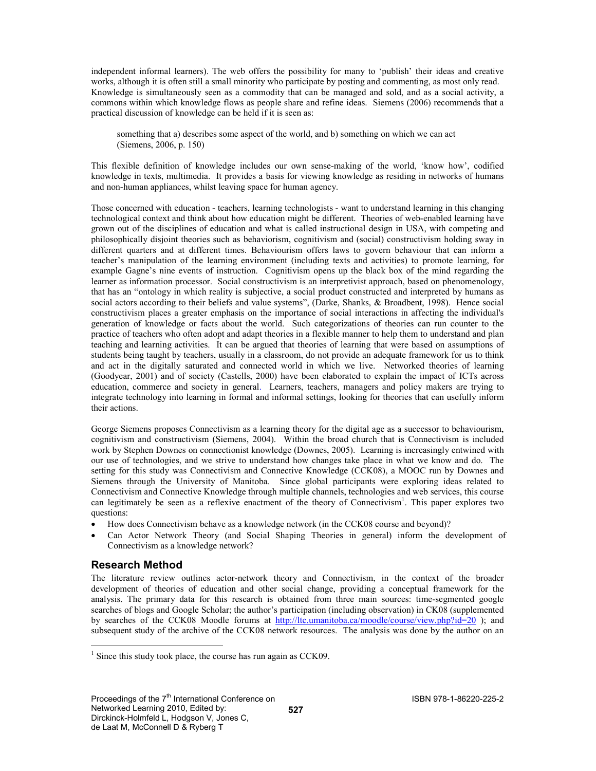independent informal learners). The web offers the possibility for many to 'publish' their ideas and creative works, although it is often still a small minority who participate by posting and commenting, as most only read. Knowledge is simultaneously seen as a commodity that can be managed and sold, and as a social activity, a commons within which knowledge flows as people share and refine ideas. Siemens (2006) recommends that a practical discussion of knowledge can be held if it is seen as:

> something that a) describes some aspect of the world, and b) something on which we can act (Siemens, 2006, p. 150)

This flexible definition of knowledge includes our own sense-making of the world, 'know how', codified knowledge in texts, multimedia. It provides a basis for viewing knowledge as residing in networks of humans and non-human appliances, whilst leaving space for human agency.

Those concerned with education - teachers, learning technologists - want to understand learning in this changing technological context and think about how education might be different. Theories of web-enabled learning have grown out of the disciplines of education and what is called instructional design in USA, with competing and philosophically disjoint theories such as behaviorism, cognitivism and (social) constructivism holding sway in different quarters and at different times. Behaviourism offers laws to govern behaviour that can inform a teacher's manipulation of the learning environment (including texts and activities) to promote learning, for example Gagne's nine events of instruction. Cognitivism opens up the black box of the mind regarding the learner as information processor. Social constructivism is an interpretivist approach, based on phenomenology, that has an "ontology in which reality is subjective, a social product constructed and interpreted by humans as social actors according to their beliefs and value systems", (Darke, Shanks, & Broadbent, 1998). Hence social constructivism places a greater emphasis on the importance of social interactions in affecting the individual's generation of knowledge or facts about the world. Such categorizations of theories can run counter to the practice of teachers who often adopt and adapt theories in a flexible manner to help them to understand and plan teaching and learning activities. It can be argued that theories of learning that were based on assumptions of students being taught by teachers, usually in a classroom, do not provide an adequate framework for us to think and act in the digitally saturated and connected world in which we live. Networked theories of learning (Goodyear, 2001) and of society (Castells, 2000) have been elaborated to explain the impact of ICTs across education, commerce and society in general. Learners, teachers, managers and policy makers are trying to integrate technology into learning in formal and informal settings, looking for theories that can usefully inform their actions.

George Siemens proposes Connectivism as a learning theory for the digital age as a successor to behaviourism, cognitivism and constructivism (Siemens, 2004). Within the broad church that is Connectivism is included work by Stephen Downes on connectionist knowledge (Downes, 2005). Learning is increasingly entwined with our use of technologies, and we strive to understand how changes take place in what we know and do. The setting for this study was Connectivism and Connective Knowledge (CCK08), a MOOC run by Downes and Siemens through the University of Manitoba. Since global participants were exploring ideas related to Connectivism and Connective Knowledge through multiple channels, technologies and web services, this course can legitimately be seen as a reflexive enactment of the theory of Connectivism[1]. This paper explores two questions:

- How does Connectivism behave as a knowledge network (in the CCK08 course and beyond)?
- Can Actor Network Theory (and Social Shaping Theories in general) inform the development of Connectivism as a knowledge network?

## Research Method

The literature review outlines actor-network theory and Connectivism, in the context of the broader development of theories of education and other social change, providing a conceptual framework for the analysis. The primary data for this research is obtained from three main sources: time-segmented google searches of blogs and Google Scholar; the author's participation (including observation) in CK08 (supplemented by searches of the CCK08 Moodle forums at http://ltc.umanitoba.ca/moodle/course/view.php?id=20 ); and subsequent study of the archive of the CCK08 network resources. The analysis was done by the author on an

[1] Since this study took place, the course has run again as CCK09.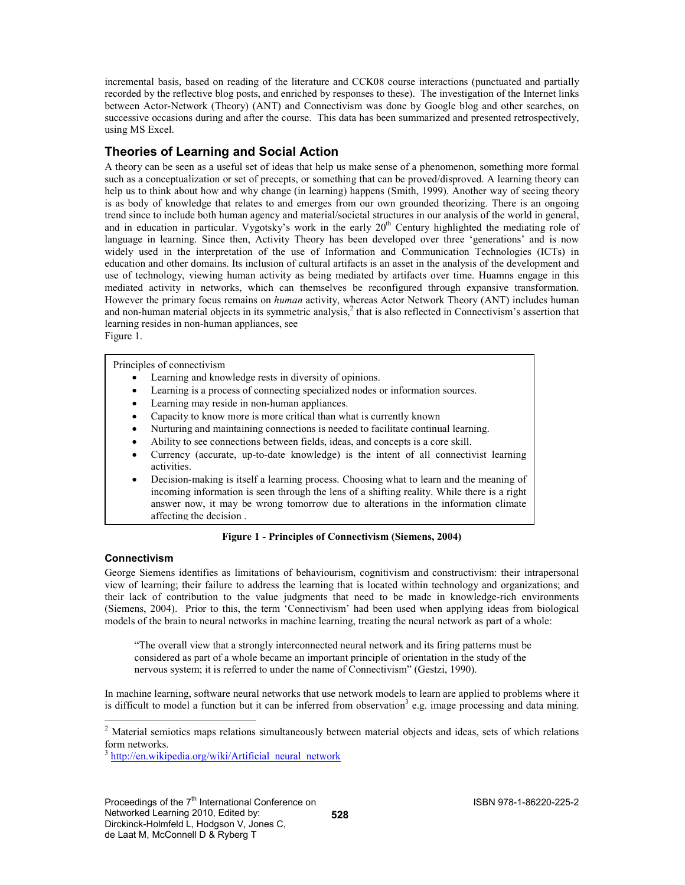incremental basis, based on reading of the literature and CCK08 course interactions (punctuated and partially recorded by the reflective blog posts, and enriched by responses to these). The investigation of the Internet links between Actor-Network (Theory) (ANT) and Connectivism was done by Google blog and other searches, on successive occasions during and after the course. This data has been summarized and presented retrospectively, using MS Excel.

## Theories of Learning and Social Action

A theory can be seen as a useful set of ideas that help us make sense of a phenomenon, something more formal such as a conceptualization or set of precepts, or something that can be proved/disproved. A learning theory can help us to think about how and why change (in learning) happens (Smith, 1999). Another way of seeing theory is as body of knowledge that relates to and emerges from our own grounded theorizing. There is an ongoing trend since to include both human agency and material/societal structures in our analysis of the world in general, and in education in particular. Vygotsky's work in the early 20th Century highlighted the mediating role of language in learning. Since then, Activity Theory has been developed over three 'generations' and is now widely used in the interpretation of the use of Information and Communication Technologies (ICTs) in education and other domains. Its inclusion of cultural artifacts is an asset in the analysis of the development and use of technology, viewing human activity as being mediated by artifacts over time. Huamns engage in this mediated activity in networks, which can themselves be reconfigured through expansive transformation. However the primary focus remains on *human* activity, whereas Actor Network Theory (ANT) includes human and non-human material objects in its symmetric analysis,[2] that is also reflected in Connectivism's assertion that learning resides in non-human appliances, see
Figure 1.

Principles of connectivism

- Learning and knowledge rests in diversity of opinions.
- Learning is a process of connecting specialized nodes or information sources.
- Learning may reside in non-human appliances.
- Capacity to know more is more critical than what is currently known
- Nurturing and maintaining connections is needed to facilitate continual learning.
- Ability to see connections between fields, ideas, and concepts is a core skill.
- Currency (accurate, up-to-date knowledge) is the intent of all connectivist learning activities.
- Decision-making is itself a learning process. Choosing what to learn and the meaning of incoming information is seen through the lens of a shifting reality. While there is a right answer now, it may be wrong tomorrow due to alterations in the information climate affecting the decision .

**Figure 1 - Principles of Connectivism (Siemens, 2004)**

### Connectivism

George Siemens identifies as limitations of behaviourism, cognitivism and constructivism: their intrapersonal view of learning; their failure to address the learning that is located within technology and organizations; and their lack of contribution to the value judgments that need to be made in knowledge-rich environments (Siemens, 2004). Prior to this, the term 'Connectivism' had been used when applying ideas from biological models of the brain to neural networks in machine learning, treating the neural network as part of a whole:

> "The overall view that a strongly interconnected neural network and its firing patterns must be considered as part of a whole became an important principle of orientation in the study of the nervous system; it is referred to under the name of Connectivism" (Gestzi, 1990).

In machine learning, software neural networks that use network models to learn are applied to problems where it is difficult to model a function but it can be inferred from observation[3] e.g. image processing and data mining.

---

[2] Material semiotics maps relations simultaneously between material objects and ideas, sets of which relations form networks.

[3] http://en.wikipedia.org/wiki/Artificial_neural_network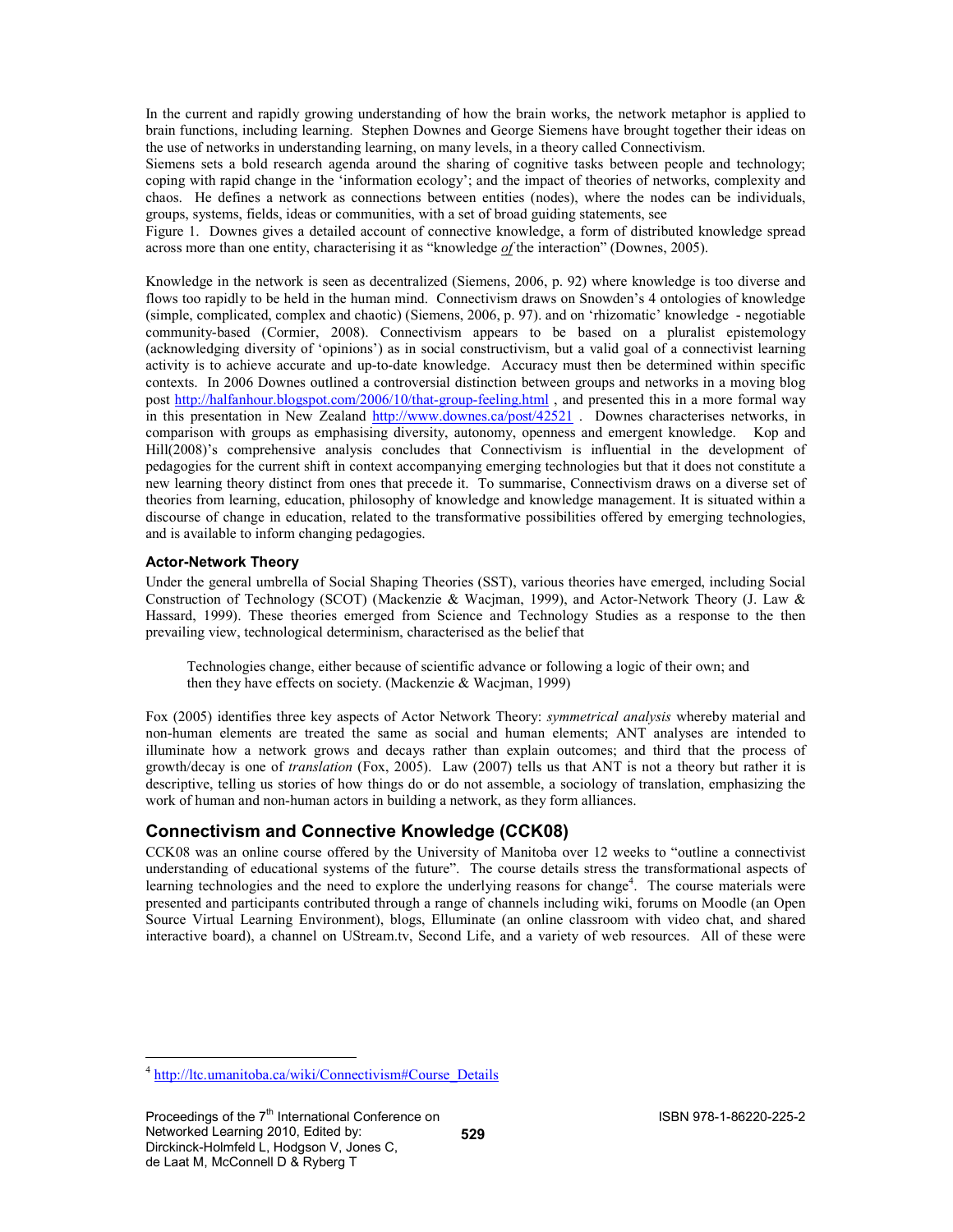In the current and rapidly growing understanding of how the brain works, the network metaphor is applied to brain functions, including learning. Stephen Downes and George Siemens have brought together their ideas on the use of networks in understanding learning, on many levels, in a theory called Connectivism.

Siemens sets a bold research agenda around the sharing of cognitive tasks between people and technology; coping with rapid change in the 'information ecology'; and the impact of theories of networks, complexity and chaos. He defines a network as connections between entities (nodes), where the nodes can be individuals, groups, systems, fields, ideas or communities, with a set of broad guiding statements, see

Figure 1. Downes gives a detailed account of connective knowledge, a form of distributed knowledge spread across more than one entity, characterising it as "knowledge ***of*** the interaction" (Downes, 2005).

Knowledge in the network is seen as decentralized (Siemens, 2006, p. 92) where knowledge is too diverse and flows too rapidly to be held in the human mind. Connectivism draws on Snowden's 4 ontologies of knowledge (simple, complicated, complex and chaotic) (Siemens, 2006, p. 97). and on 'rhizomatic' knowledge - negotiable community-based (Cormier, 2008). Connectivism appears to be based on a pluralist epistemology (acknowledging diversity of 'opinions') as in social constructivism, but a valid goal of a connectivist learning activity is to achieve accurate and up-to-date knowledge. Accuracy must then be determined within specific contexts. In 2006 Downes outlined a controversial distinction between groups and networks in a moving blog post http://halfanhour.blogspot.com/2006/10/that-group-feeling.html , and presented this in a more formal way in this presentation in New Zealand http://www.downes.ca/post/42521 . Downes characterises networks, in comparison with groups as emphasising diversity, autonomy, openness and emergent knowledge. Kop and Hill(2008)'s comprehensive analysis concludes that Connectivism is influential in the development of pedagogies for the current shift in context accompanying emerging technologies but that it does not constitute a new learning theory distinct from ones that precede it. To summarise, Connectivism draws on a diverse set of theories from learning, education, philosophy of knowledge and knowledge management. It is situated within a discourse of change in education, related to the transformative possibilities offered by emerging technologies, and is available to inform changing pedagogies.

### Actor-Network Theory

Under the general umbrella of Social Shaping Theories (SST), various theories have emerged, including Social Construction of Technology (SCOT) (Mackenzie & Wacjman, 1999), and Actor-Network Theory (J. Law & Hassard, 1999). These theories emerged from Science and Technology Studies as a response to the then prevailing view, technological determinism, characterised as the belief that

> Technologies change, either because of scientific advance or following a logic of their own; and then they have effects on society. (Mackenzie & Wacjman, 1999)

Fox (2005) identifies three key aspects of Actor Network Theory: *symmetrical analysis* whereby material and non-human elements are treated the same as social and human elements; ANT analyses are intended to illuminate how a network grows and decays rather than explain outcomes; and third that the process of growth/decay is one of *translation* (Fox, 2005). Law (2007) tells us that ANT is not a theory but rather it is descriptive, telling us stories of how things do or do not assemble, a sociology of translation, emphasizing the work of human and non-human actors in building a network, as they form alliances.

## Connectivism and Connective Knowledge (CCK08)

CCK08 was an online course offered by the University of Manitoba over 12 weeks to "outline a connectivist understanding of educational systems of the future". The course details stress the transformational aspects of learning technologies and the need to explore the underlying reasons for change[4]. The course materials were presented and participants contributed through a range of channels including wiki, forums on Moodle (an Open Source Virtual Learning Environment), blogs, Elluminate (an online classroom with video chat, and shared interactive board), a channel on UStream.tv, Second Life, and a variety of web resources. All of these were

[4] http://ltc.umanitoba.ca/wiki/Connectivism#Course_Details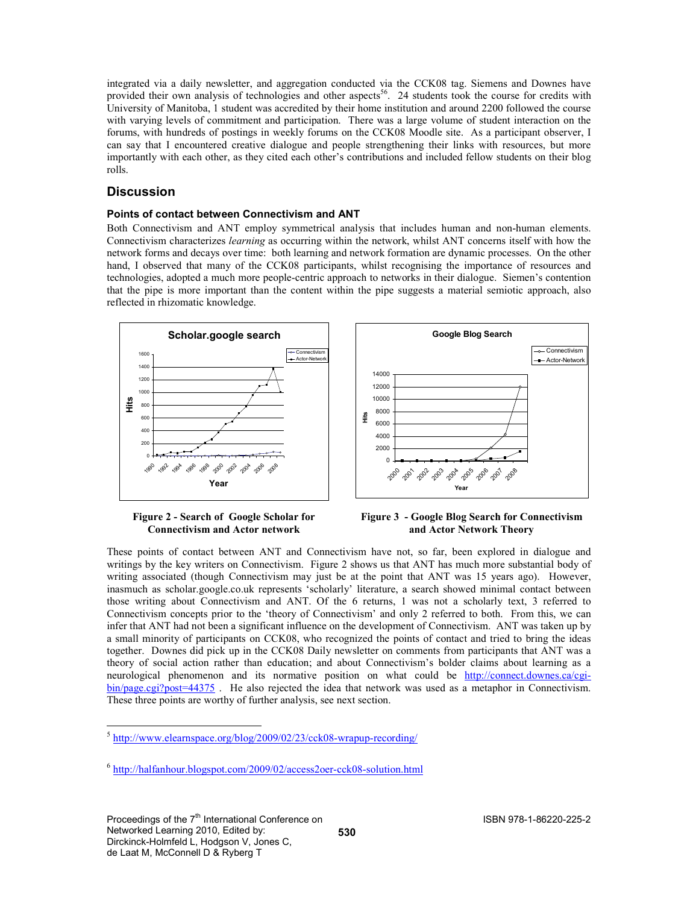integrated via a daily newsletter, and aggregation conducted via the CCK08 tag. Siemens and Downes have provided their own analysis of technologies and other aspects[5 6]. 24 students took the course for credits with University of Manitoba, 1 student was accredited by their home institution and around 2200 followed the course with varying levels of commitment and participation. There was a large volume of student interaction on the forums, with hundreds of postings in weekly forums on the CCK08 Moodle site. As a participant observer, I can say that I encountered creative dialogue and people strengthening their links with resources, but more importantly with each other, as they cited each other's contributions and included fellow students on their blog rolls.

## Discussion

### Points of contact between Connectivism and ANT

Both Connectivism and ANT employ symmetrical analysis that includes human and non-human elements. Connectivism characterizes *learning* as occurring within the network, whilst ANT concerns itself with how the network forms and decays over time: both learning and network formation are dynamic processes. On the other hand, I observed that many of the CCK08 participants, whilst recognising the importance of resources and technologies, adopted a much more people-centric approach to networks in their dialogue. Siemen's contention that the pipe is more important than the content within the pipe suggests a material semiotic approach, also reflected in rhizomatic knowledge.

**Figure 2 - Search of Google Scholar for Connectivism and Actor network**

**Figure 3 - Google Blog Search for Connectivism and Actor Network Theory**

These points of contact between ANT and Connectivism have not, so far, been explored in dialogue and writings by the key writers on Connectivism. Figure 2 shows us that ANT has much more substantial body of writing associated (though Connectivism may just be at the point that ANT was 15 years ago). However, inasmuch as scholar.google.co.uk represents 'scholarly' literature, a search showed minimal contact between those writing about Connectivism and ANT. Of the 6 returns, 1 was not a scholarly text, 3 referred to Connectivism concepts prior to the 'theory of Connectivism' and only 2 referred to both. From this, we can infer that ANT had not been a significant influence on the development of Connectivism. ANT was taken up by a small minority of participants on CCK08, who recognized the points of contact and tried to bring the ideas together. Downes did pick up in the CCK08 Daily newsletter on comments from participants that ANT was a theory of social action rather than education; and about Connectivism's bolder claims about learning as a neurological phenomenon and its normative position on what could be http://connect.downes.ca/cgi-bin/page.cgi?post=44375 . He also rejected the idea that network was used as a metaphor in Connectivism. These three points are worthy of further analysis, see next section.

[5] http://www.elearnspace.org/blog/2009/02/23/cck08-wrapup-recording/

[6] http://halfanhour.blogspot.com/2009/02/access2oer-cck08-solution.html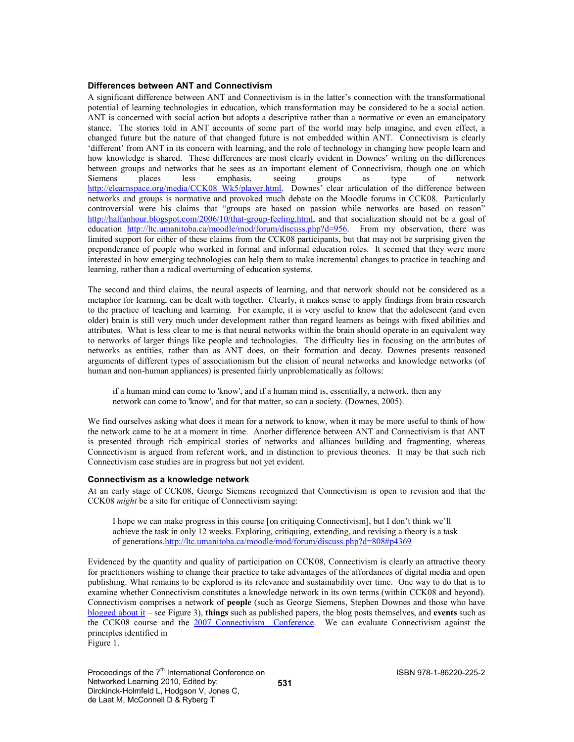### Differences between ANT and Connectivism

A significant difference between ANT and Connectivism is in the latter's connection with the transformational potential of learning technologies in education, which transformation may be considered to be a social action. ANT is concerned with social action but adopts a descriptive rather than a normative or even an emancipatory stance. The stories told in ANT accounts of some part of the world may help imagine, and even effect, a changed future but the nature of that changed future is not embedded within ANT. Connectivism is clearly 'different' from ANT in its concern with learning, and the role of technology in changing how people learn and how knowledge is shared. These differences are most clearly evident in Downes' writing on the differences between groups and networks that he sees as an important element of Connectivism, though one on which Siemens places less emphasis, seeing groups as type of network http://elearnspace.org/media/CCK08_Wk5/player.html. Downes' clear articulation of the difference between networks and groups is normative and provoked much debate on the Moodle forums in CCK08. Particularly controversial were his claims that "groups are based on passion while networks are based on reason" http://halfanhour.blogspot.com/2006/10/that-group-feeling.html, and that socialization should not be a goal of education http://ltc.umanitoba.ca/moodle/mod/forum/discuss.php?d=956. From my observation, there was limited support for either of these claims from the CCK08 participants, but that may not be surprising given the preponderance of people who worked in formal and informal education roles. It seemed that they were more interested in how emerging technologies can help them to make incremental changes to practice in teaching and learning, rather than a radical overturning of education systems.

The second and third claims, the neural aspects of learning, and that network should not be considered as a metaphor for learning, can be dealt with together. Clearly, it makes sense to apply findings from brain research to the practice of teaching and learning. For example, it is very useful to know that the adolescent (and even older) brain is still very much under development rather than regard learners as beings with fixed abilities and attributes. What is less clear to me is that neural networks within the brain should operate in an equivalent way to networks of larger things like people and technologies. The difficulty lies in focusing on the attributes of networks as entities, rather than as ANT does, on their formation and decay. Downes presents reasoned arguments of different types of associationism but the elision of neural networks and knowledge networks (of human and non-human appliances) is presented fairly unproblematically as follows:

> if a human mind can come to 'know', and if a human mind is, essentially, a network, then any network can come to 'know', and for that matter, so can a society. (Downes, 2005).

We find ourselves asking what does it mean for a network to know, when it may be more useful to think of how the network came to be at a moment in time. Another difference between ANT and Connectivism is that ANT is presented through rich empirical stories of networks and alliances building and fragmenting, whereas Connectivism is argued from referent work, and in distinction to previous theories. It may be that such rich Connectivism case studies are in progress but not yet evident.

### Connectivism as a knowledge network

At an early stage of CCK08, George Siemens recognized that Connectivism is open to revision and that the CCK08 *might* be a site for critique of Connectivism saying:

> I hope we can make progress in this course [on critiquing Connectivism], but I don't think we'll achieve the task in only 12 weeks. Exploring, critiquing, extending, and revising a theory is a task of generations.http://ltc.umanitoba.ca/moodle/mod/forum/discuss.php?d=808#p4369

Evidenced by the quantity and quality of participation on CCK08, Connectivism is clearly an attractive theory for practitioners wishing to change their practice to take advantages of the affordances of digital media and open publishing. What remains to be explored is its relevance and sustainability over time. One way to do that is to examine whether Connectivism constitutes a knowledge network in its own terms (within CCK08 and beyond). Connectivism comprises a network of **people** (such as George Siemens, Stephen Downes and those who have blogged about it – see Figure 3), **things** such as published papers, the blog posts themselves, and **events** such as the CCK08 course and the 2007 Connectivism Conference. We can evaluate Connectivism against the principles identified in Figure 1.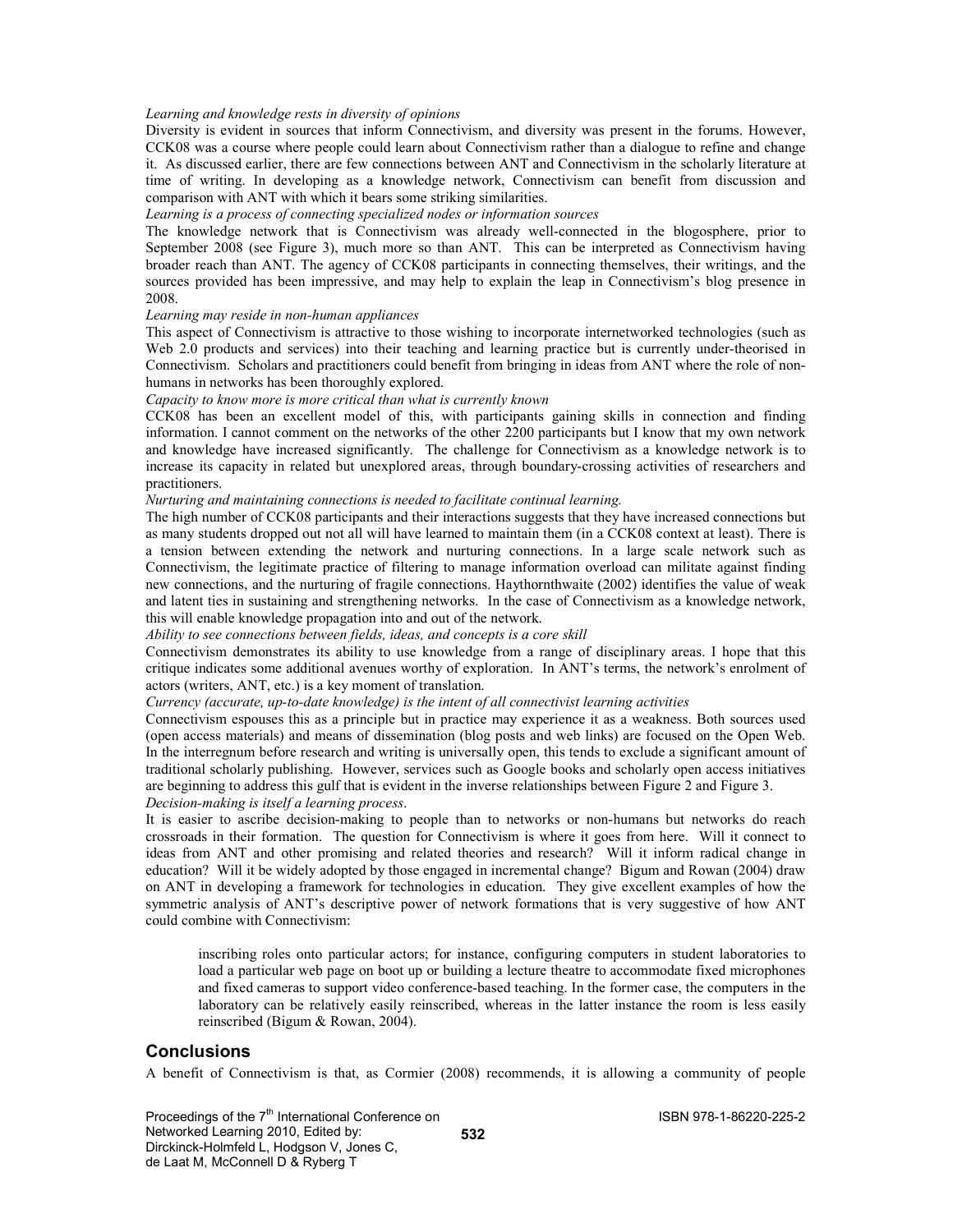*Learning and knowledge rests in diversity of opinions*

Diversity is evident in sources that inform Connectivism, and diversity was present in the forums. However, CCK08 was a course where people could learn about Connectivism rather than a dialogue to refine and change it. As discussed earlier, there are few connections between ANT and Connectivism in the scholarly literature at time of writing. In developing as a knowledge network, Connectivism can benefit from discussion and comparison with ANT with which it bears some striking similarities.

*Learning is a process of connecting specialized nodes or information sources*

The knowledge network that is Connectivism was already well-connected in the blogosphere, prior to September 2008 (see Figure 3), much more so than ANT. This can be interpreted as Connectivism having broader reach than ANT. The agency of CCK08 participants in connecting themselves, their writings, and the sources provided has been impressive, and may help to explain the leap in Connectivism's blog presence in 2008.

*Learning may reside in non-human appliances*

This aspect of Connectivism is attractive to those wishing to incorporate internetworked technologies (such as Web 2.0 products and services) into their teaching and learning practice but is currently under-theorised in Connectivism. Scholars and practitioners could benefit from bringing in ideas from ANT where the role of non-humans in networks has been thoroughly explored.

*Capacity to know more is more critical than what is currently known*

CCK08 has been an excellent model of this, with participants gaining skills in connection and finding information. I cannot comment on the networks of the other 2200 participants but I know that my own network and knowledge have increased significantly. The challenge for Connectivism as a knowledge network is to increase its capacity in related but unexplored areas, through boundary-crossing activities of researchers and practitioners.

*Nurturing and maintaining connections is needed to facilitate continual learning.*

The high number of CCK08 participants and their interactions suggests that they have increased connections but as many students dropped out not all will have learned to maintain them (in a CCK08 context at least). There is a tension between extending the network and nurturing connections. In a large scale network such as Connectivism, the legitimate practice of filtering to manage information overload can militate against finding new connections, and the nurturing of fragile connections. Haythornthwaite (2002) identifies the value of weak and latent ties in sustaining and strengthening networks. In the case of Connectivism as a knowledge network, this will enable knowledge propagation into and out of the network.

*Ability to see connections between fields, ideas, and concepts is a core skill*

Connectivism demonstrates its ability to use knowledge from a range of disciplinary areas. I hope that this critique indicates some additional avenues worthy of exploration. In ANT's terms, the network's enrolment of actors (writers, ANT, etc.) is a key moment of translation.

*Currency (accurate, up-to-date knowledge) is the intent of all connectivist learning activities*

Connectivism espouses this as a principle but in practice may experience it as a weakness. Both sources used (open access materials) and means of dissemination (blog posts and web links) are focused on the Open Web. In the interregnum before research and writing is universally open, this tends to exclude a significant amount of traditional scholarly publishing. However, services such as Google books and scholarly open access initiatives are beginning to address this gulf that is evident in the inverse relationships between Figure 2 and Figure 3.

*Decision-making is itself a learning process.*

It is easier to ascribe decision-making to people than to networks or non-humans but networks do reach crossroads in their formation. The question for Connectivism is where it goes from here. Will it connect to ideas from ANT and other promising and related theories and research? Will it inform radical change in education? Will it be widely adopted by those engaged in incremental change? Bigum and Rowan (2004) draw on ANT in developing a framework for technologies in education. They give excellent examples of how the symmetric analysis of ANT's descriptive power of network formations that is very suggestive of how ANT could combine with Connectivism:

> inscribing roles onto particular actors; for instance, configuring computers in student laboratories to load a particular web page on boot up or building a lecture theatre to accommodate fixed microphones and fixed cameras to support video conference-based teaching. In the former case, the computers in the laboratory can be relatively easily reinscribed, whereas in the latter instance the room is less easily reinscribed (Bigum & Rowan, 2004).

## Conclusions

A benefit of Connectivism is that, as Cormier (2008) recommends, it is allowing a community of people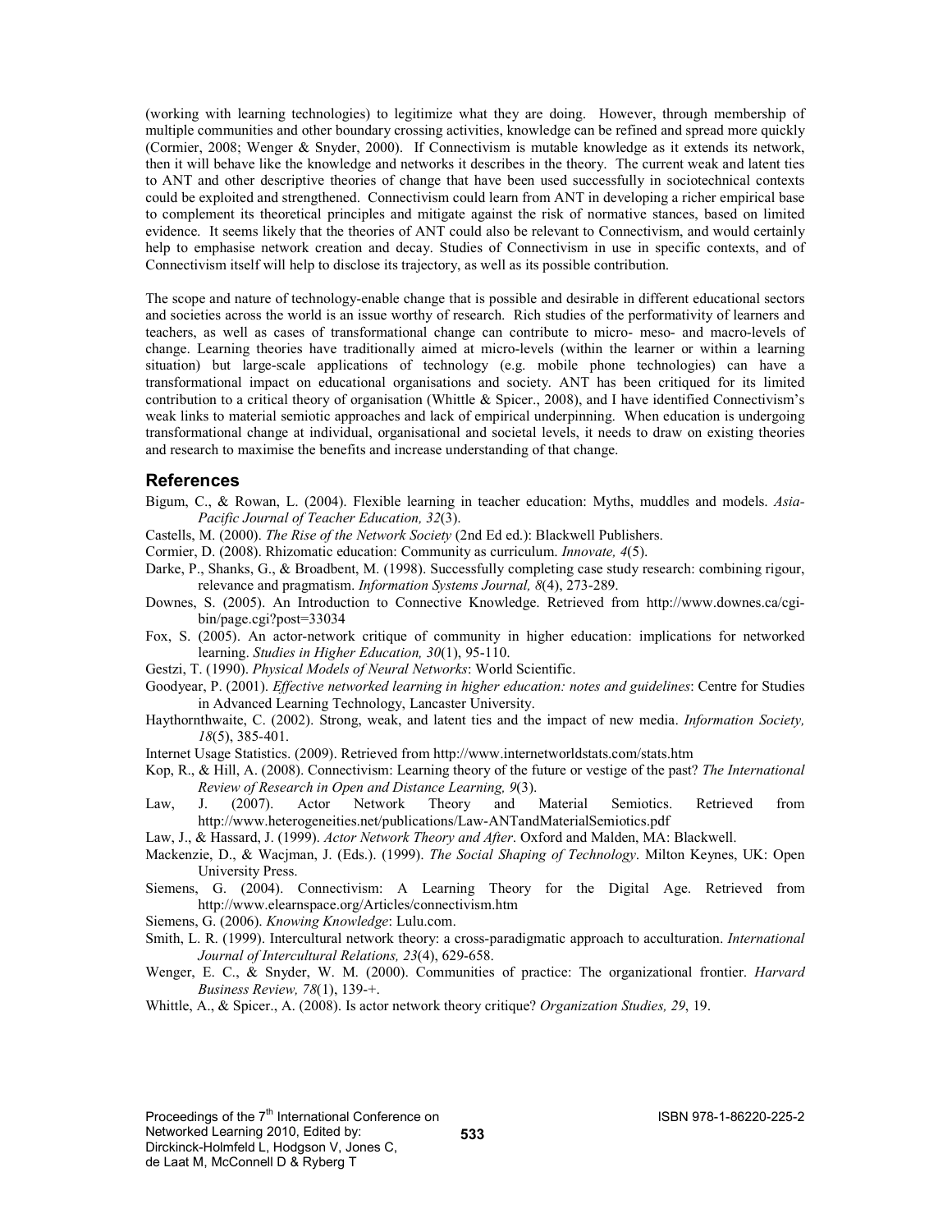(working with learning technologies) to legitimize what they are doing. However, through membership of multiple communities and other boundary crossing activities, knowledge can be refined and spread more quickly (Cormier, 2008; Wenger & Snyder, 2000). If Connectivism is mutable knowledge as it extends its network, then it will behave like the knowledge and networks it describes in the theory. The current weak and latent ties to ANT and other descriptive theories of change that have been used successfully in sociotechnical contexts could be exploited and strengthened. Connectivism could learn from ANT in developing a richer empirical base to complement its theoretical principles and mitigate against the risk of normative stances, based on limited evidence. It seems likely that the theories of ANT could also be relevant to Connectivism, and would certainly help to emphasise network creation and decay. Studies of Connectivism in use in specific contexts, and of Connectivism itself will help to disclose its trajectory, as well as its possible contribution.

The scope and nature of technology-enable change that is possible and desirable in different educational sectors and societies across the world is an issue worthy of research. Rich studies of the performativity of learners and teachers, as well as cases of transformational change can contribute to micro- meso- and macro-levels of change. Learning theories have traditionally aimed at micro-levels (within the learner or within a learning situation) but large-scale applications of technology (e.g. mobile phone technologies) can have a transformational impact on educational organisations and society. ANT has been critiqued for its limited contribution to a critical theory of organisation (Whittle & Spicer., 2008), and I have identified Connectivism's weak links to material semiotic approaches and lack of empirical underpinning. When education is undergoing transformational change at individual, organisational and societal levels, it needs to draw on existing theories and research to maximise the benefits and increase understanding of that change.

## References

Bigum, C., & Rowan, L. (2004). Flexible learning in teacher education: Myths, muddles and models. *Asia-Pacific Journal of Teacher Education, 32*(3).

Castells, M. (2000). *The Rise of the Network Society* (2nd Ed ed.): Blackwell Publishers.

Cormier, D. (2008). Rhizomatic education: Community as curriculum. *Innovate, 4*(5).

Darke, P., Shanks, G., & Broadbent, M. (1998). Successfully completing case study research: combining rigour, relevance and pragmatism. *Information Systems Journal, 8*(4), 273-289.

Downes, S. (2005). An Introduction to Connective Knowledge. Retrieved from http://www.downes.ca/cgi-bin/page.cgi?post=33034

Fox, S. (2005). An actor-network critique of community in higher education: implications for networked learning. *Studies in Higher Education, 30*(1), 95-110.

Gestzi, T. (1990). *Physical Models of Neural Networks*: World Scientific.

Goodyear, P. (2001). *Effective networked learning in higher education: notes and guidelines*: Centre for Studies in Advanced Learning Technology, Lancaster University.

Haythornthwaite, C. (2002). Strong, weak, and latent ties and the impact of new media. *Information Society, 18*(5), 385-401.

Internet Usage Statistics. (2009). Retrieved from http://www.internetworldstats.com/stats.htm

Kop, R., & Hill, A. (2008). Connectivism: Learning theory of the future or vestige of the past? *The International Review of Research in Open and Distance Learning, 9*(3).

Law, J. (2007). Actor Network Theory and Material Semiotics. Retrieved from http://www.heterogeneities.net/publications/Law-ANTandMaterialSemiotics.pdf

Law, J., & Hassard, J. (1999). *Actor Network Theory and After*. Oxford and Malden, MA: Blackwell.

Mackenzie, D., & Wacjman, J. (Eds.). (1999). *The Social Shaping of Technology*. Milton Keynes, UK: Open University Press.

Siemens, G. (2004). Connectivism: A Learning Theory for the Digital Age. Retrieved from http://www.elearnspace.org/Articles/connectivism.htm

Siemens, G. (2006). *Knowing Knowledge*: Lulu.com.

Smith, L. R. (1999). Intercultural network theory: a cross-paradigmatic approach to acculturation. *International Journal of Intercultural Relations, 23*(4), 629-658.

Wenger, E. C., & Snyder, W. M. (2000). Communities of practice: The organizational frontier. *Harvard Business Review, 78*(1), 139-+.

Whittle, A., & Spicer., A. (2008). Is actor network theory critique? *Organization Studies, 29*, 19.